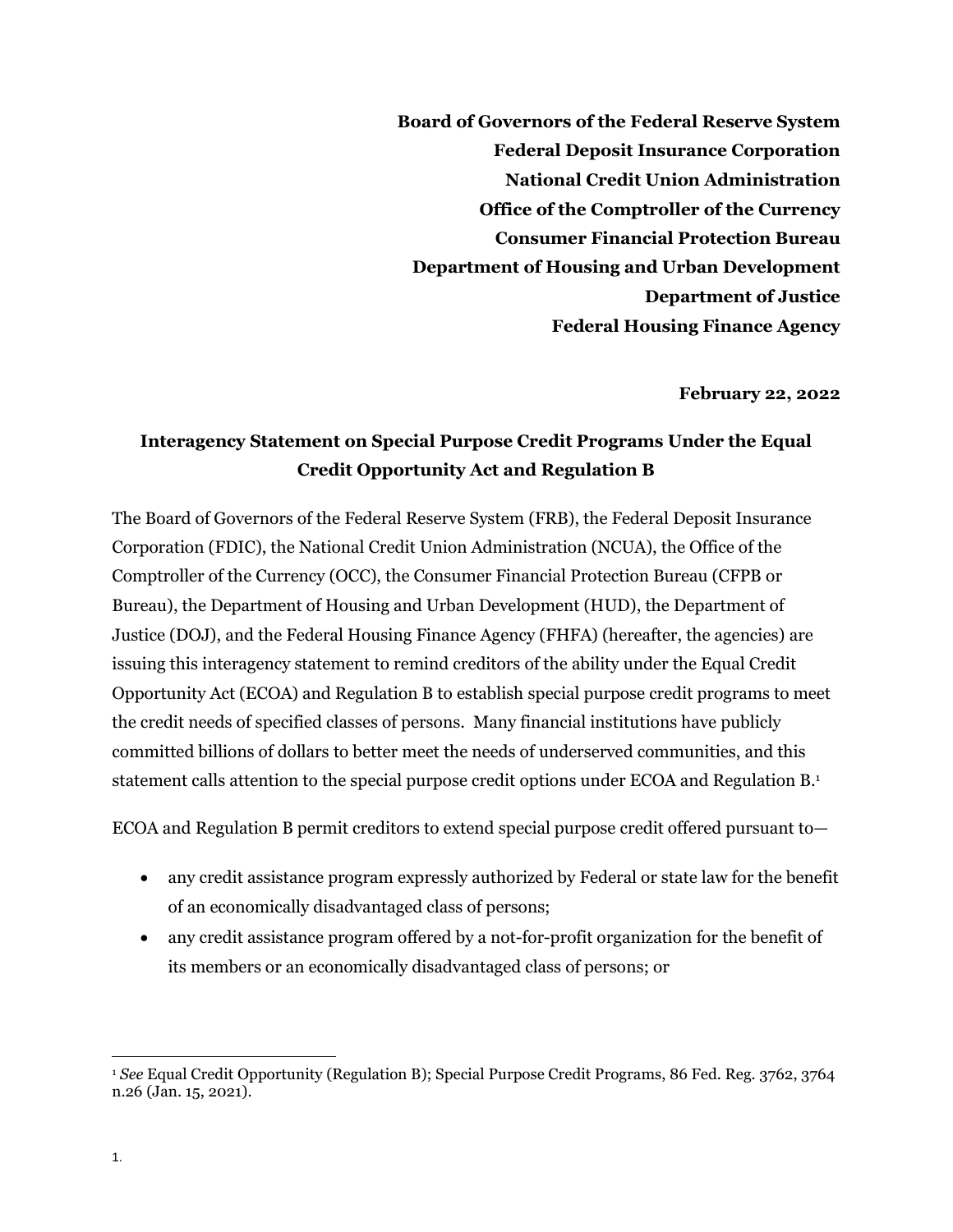**Board of Governors of the Federal Reserve System**
**Federal Deposit Insurance Corporation**
**National Credit Union Administration**
**Office of the Comptroller of the Currency**
**Consumer Financial Protection Bureau**
**Department of Housing and Urban Development**
**Department of Justice**
**Federal Housing Finance Agency**

**February 22, 2022**

# Interagency Statement on Special Purpose Credit Programs Under the Equal Credit Opportunity Act and Regulation B

The Board of Governors of the Federal Reserve System (FRB), the Federal Deposit Insurance Corporation (FDIC), the National Credit Union Administration (NCUA), the Office of the Comptroller of the Currency (OCC), the Consumer Financial Protection Bureau (CFPB or Bureau), the Department of Housing and Urban Development (HUD), the Department of Justice (DOJ), and the Federal Housing Finance Agency (FHFA) (hereafter, the agencies) are issuing this interagency statement to remind creditors of the ability under the Equal Credit Opportunity Act (ECOA) and Regulation B to establish special purpose credit programs to meet the credit needs of specified classes of persons. Many financial institutions have publicly committed billions of dollars to better meet the needs of underserved communities, and this statement calls attention to the special purpose credit options under ECOA and Regulation B.[1]

ECOA and Regulation B permit creditors to extend special purpose credit offered pursuant to—

- any credit assistance program expressly authorized by Federal or state law for the benefit of an economically disadvantaged class of persons;
- any credit assistance program offered by a not-for-profit organization for the benefit of its members or an economically disadvantaged class of persons; or

[1] *See* Equal Credit Opportunity (Regulation B); Special Purpose Credit Programs, 86 Fed. Reg. 3762, 3764 n.26 (Jan. 15, 2021).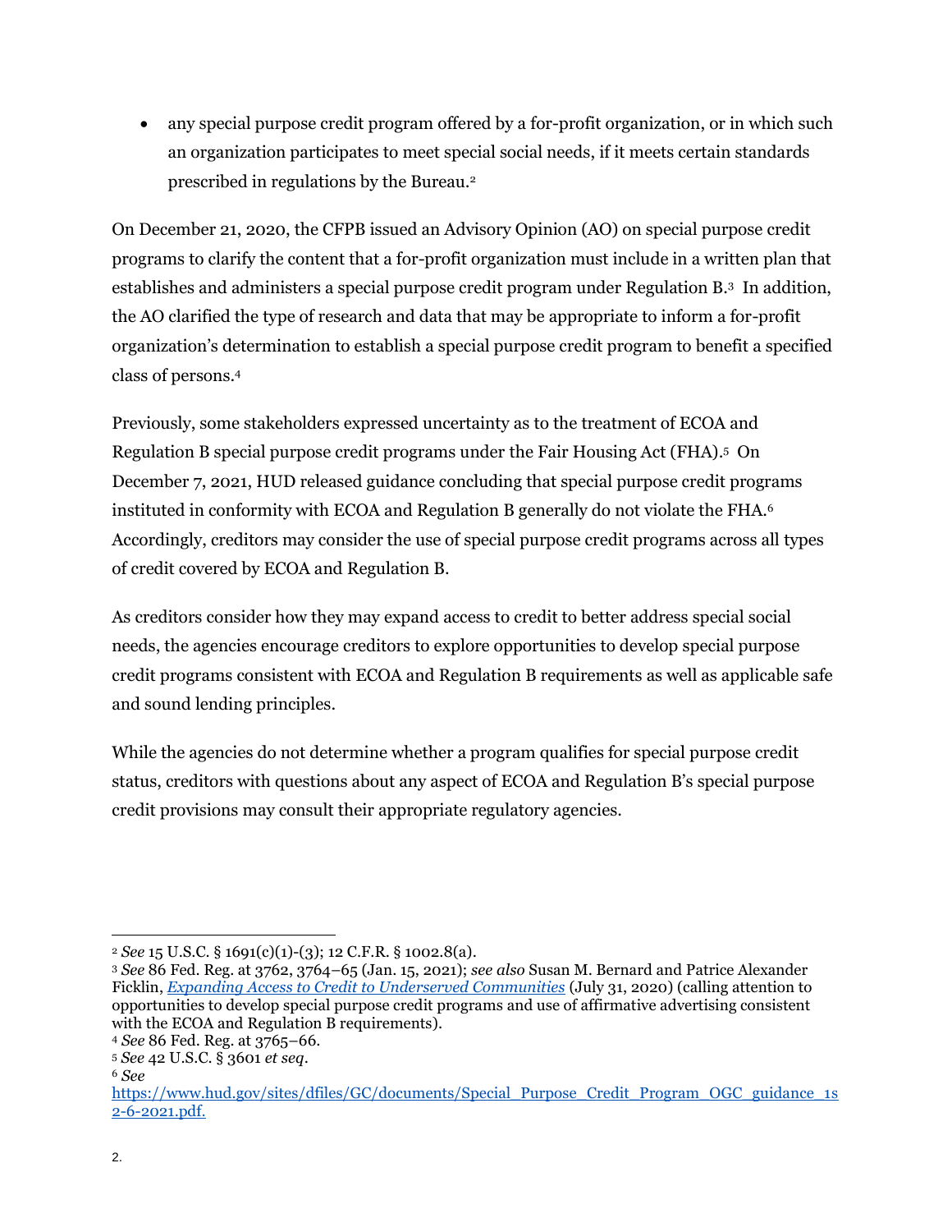- any special purpose credit program offered by a for-profit organization, or in which such an organization participates to meet special social needs, if it meets certain standards prescribed in regulations by the Bureau.[2]

On December 21, 2020, the CFPB issued an Advisory Opinion (AO) on special purpose credit programs to clarify the content that a for-profit organization must include in a written plan that establishes and administers a special purpose credit program under Regulation B.[3] In addition, the AO clarified the type of research and data that may be appropriate to inform a for-profit organization's determination to establish a special purpose credit program to benefit a specified class of persons.[4]

Previously, some stakeholders expressed uncertainty as to the treatment of ECOA and Regulation B special purpose credit programs under the Fair Housing Act (FHA).[5] On December 7, 2021, HUD released guidance concluding that special purpose credit programs instituted in conformity with ECOA and Regulation B generally do not violate the FHA.[6] Accordingly, creditors may consider the use of special purpose credit programs across all types of credit covered by ECOA and Regulation B.

As creditors consider how they may expand access to credit to better address special social needs, the agencies encourage creditors to explore opportunities to develop special purpose credit programs consistent with ECOA and Regulation B requirements as well as applicable safe and sound lending principles.

While the agencies do not determine whether a program qualifies for special purpose credit status, creditors with questions about any aspect of ECOA and Regulation B's special purpose credit provisions may consult their appropriate regulatory agencies.

---

[2] *See* 15 U.S.C. § 1691(c)(1)-(3); 12 C.F.R. § 1002.8(a).

[3] *See* 86 Fed. Reg. at 3762, 3764–65 (Jan. 15, 2021); *see also* Susan M. Bernard and Patrice Alexander Ficklin, *Expanding Access to Credit to Underserved Communities* (July 31, 2020) (calling attention to opportunities to develop special purpose credit programs and use of affirmative advertising consistent with the ECOA and Regulation B requirements).

[4] *See* 86 Fed. Reg. at 3765–66.

[5] *See* 42 U.S.C. § 3601 *et seq*.

[6] *See* https://www.hud.gov/sites/dfiles/GC/documents/Special_Purpose_Credit_Program_OGC_guidance_12-6-2021.pdf.